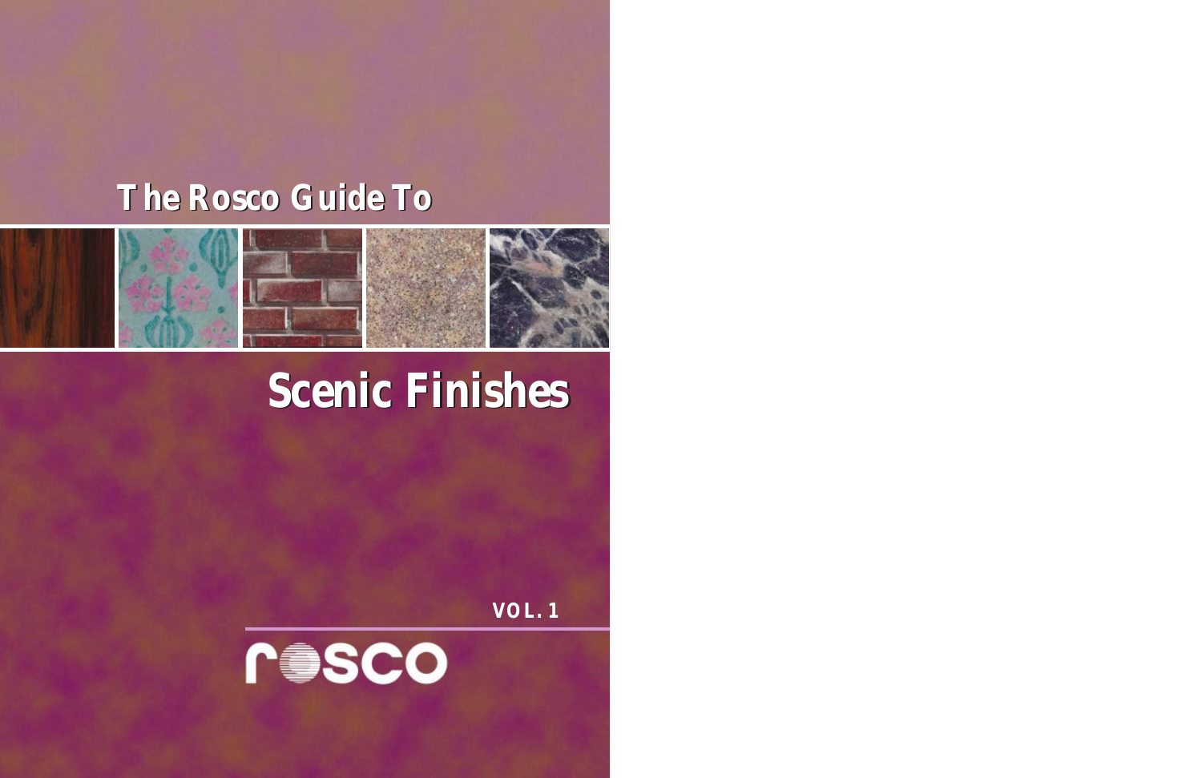The Rosco Guide To

# Scenic Finishes

VOL. 1

rosco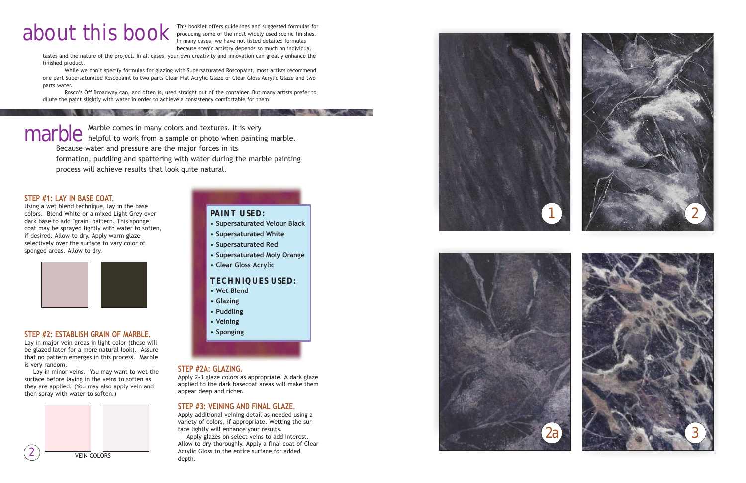# about this book

This booklet offers guidelines and suggested formulas for producing some of the most widely used scenic finishes. In many cases, we have not listed detailed formulas because scenic artistry depends so much on individual tastes and the nature of the project. In all cases, your own creativity and innovation can greatly enhance the finished product.

While we don't specify formulas for glazing with Supersaturated Roscopaint, most artists recommend one part Supersaturated Roscopaint to two parts Clear Flat Acrylic Glaze or Clear Gloss Acrylic Glaze and two parts water.

Rosco's Off Broadway can, and often is, used straight out of the container. But many artists prefer to dilute the paint slightly with water in order to achieve a consistency comfortable for them.

# marble

Marble comes in many colors and textures. It is very helpful to work from a sample or photo when painting marble. Because water and pressure are the major forces in its formation, puddling and spattering with water during the marble painting process will achieve results that look quite natural.

### STEP #1: LAY IN BASE COAT.

Using a wet blend technique, lay in the base colors. Blend White or a mixed Light Grey over dark base to add "grain" pattern. This sponge coat may be sprayed lightly with water to soften, if desired. Allow to dry. Apply warm glaze selectively over the surface to vary color of sponged areas. Allow to dry.

### STEP #2: ESTABLISH GRAIN OF MARBLE.

Lay in major vein areas in light color (these will be glazed later for a more natural look). Assure that no pattern emerges in this process. Marble is very random.

Lay in minor veins. You may want to wet the surface before laying in the veins to soften as they are applied. (You may also apply vein and then spray with water to soften.)

VEIN COLORS

**PAINT USED:**

- Supersaturated Velour Black
- Supersaturated White
- Supersaturated Red
- Supersaturated Moly Orange
- Clear Gloss Acrylic

**TECHNIQUES USED:**

- Wet Blend
- Glazing
- Puddling
- Veining
- Sponging

### STEP #2A: GLAZING.

Apply 2-3 glaze colors as appropriate. A dark glaze applied to the dark basecoat areas will make them appear deep and richer.

### STEP #3: VEINING AND FINAL GLAZE.

Apply additional veining detail as needed using a variety of colors, if appropriate. Wetting the surface lightly will enhance your results.

Apply glazes on select veins to add interest. Allow to dry thoroughly. Apply a final coat of Clear Acrylic Gloss to the entire surface for added depth.

1

2

2a

3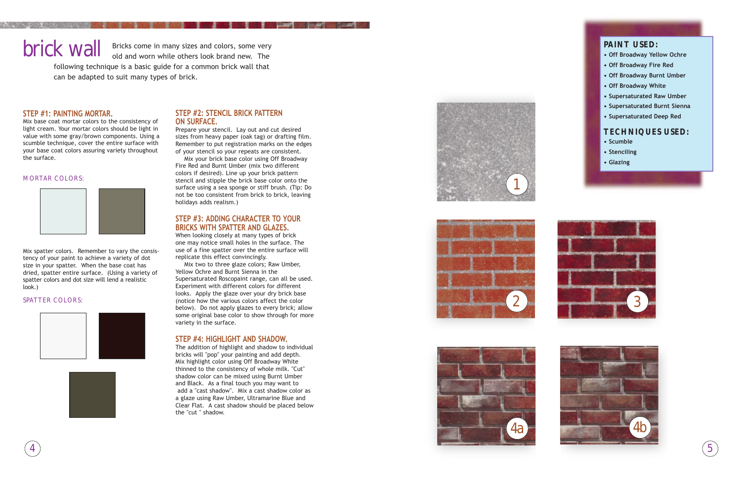# brick wall

Bricks come in many sizes and colors, some very old and worn while others look brand new. The following technique is a basic guide for a common brick wall that can be adapted to suit many types of brick.

## STEP #1: PAINTING MORTAR.

Mix base coat mortar colors to the consistency of light cream. Your mortar colors should be light in value with some gray/brown components. Using a scumble technique, cover the entire surface with your base coat colors assuring variety throughout the surface.

### MORTAR COLORS:

Mix spatter colors. Remember to vary the consistency of your paint to achieve a variety of dot size in your spatter. When the base coat has dried, spatter entire surface. (Using a variety of spatter colors and dot size will lend a realistic look.)

### SPATTER COLORS:

## STEP #2: STENCIL BRICK PATTERN ON SURFACE.

Prepare your stencil. Lay out and cut desired sizes from heavy paper (oak tag) or drafting film. Remember to put registration marks on the edges of your stencil so your repeats are consistent.

Mix your brick base color using Off Broadway Fire Red and Burnt Umber (mix two different colors if desired). Line up your brick pattern stencil and stipple the brick base color onto the surface using a sea sponge or stiff brush. (Tip: Do not be too consistent from brick to brick, leaving holidays adds realism.)

## STEP #3: ADDING CHARACTER TO YOUR BRICKS WITH SPATTER AND GLAZES.

When looking closely at many types of brick one may notice small holes in the surface. The use of a fine spatter over the entire surface will replicate this effect convincingly.

Mix two to three glaze colors; Raw Umber, Yellow Ochre and Burnt Sienna in the Supersaturated Roscopaint range, can all be used. Experiment with different colors for different looks. Apply the glaze over your dry brick base (notice how the various colors affect the color below). Do not apply glazes to every brick; allow some original base color to show through for more variety in the surface.

## STEP #4: HIGHLIGHT AND SHADOW.

The addition of highlight and shadow to individual bricks will "pop" your painting and add depth. Mix highlight color using Off Broadway White thinned to the consistency of whole milk. "Cut" shadow color can be mixed using Burnt Umber and Black. As a final touch you may want to add a "cast shadow". Mix a cast shadow color as a glaze using Raw Umber, Ultramarine Blue and Clear Flat. A cast shadow should be placed below the "cut " shadow.

1

2

3

4a

4b

**PAINT USED:**

- Off Broadway Yellow Ochre
- Off Broadway Fire Red
- Off Broadway Burnt Umber
- Off Broadway White
- Supersaturated Raw Umber
- Supersaturated Burnt Sienna
- Supersaturated Deep Red

**TECHNIQUES USED:**

- Scumble
- Stenciling
- Glazing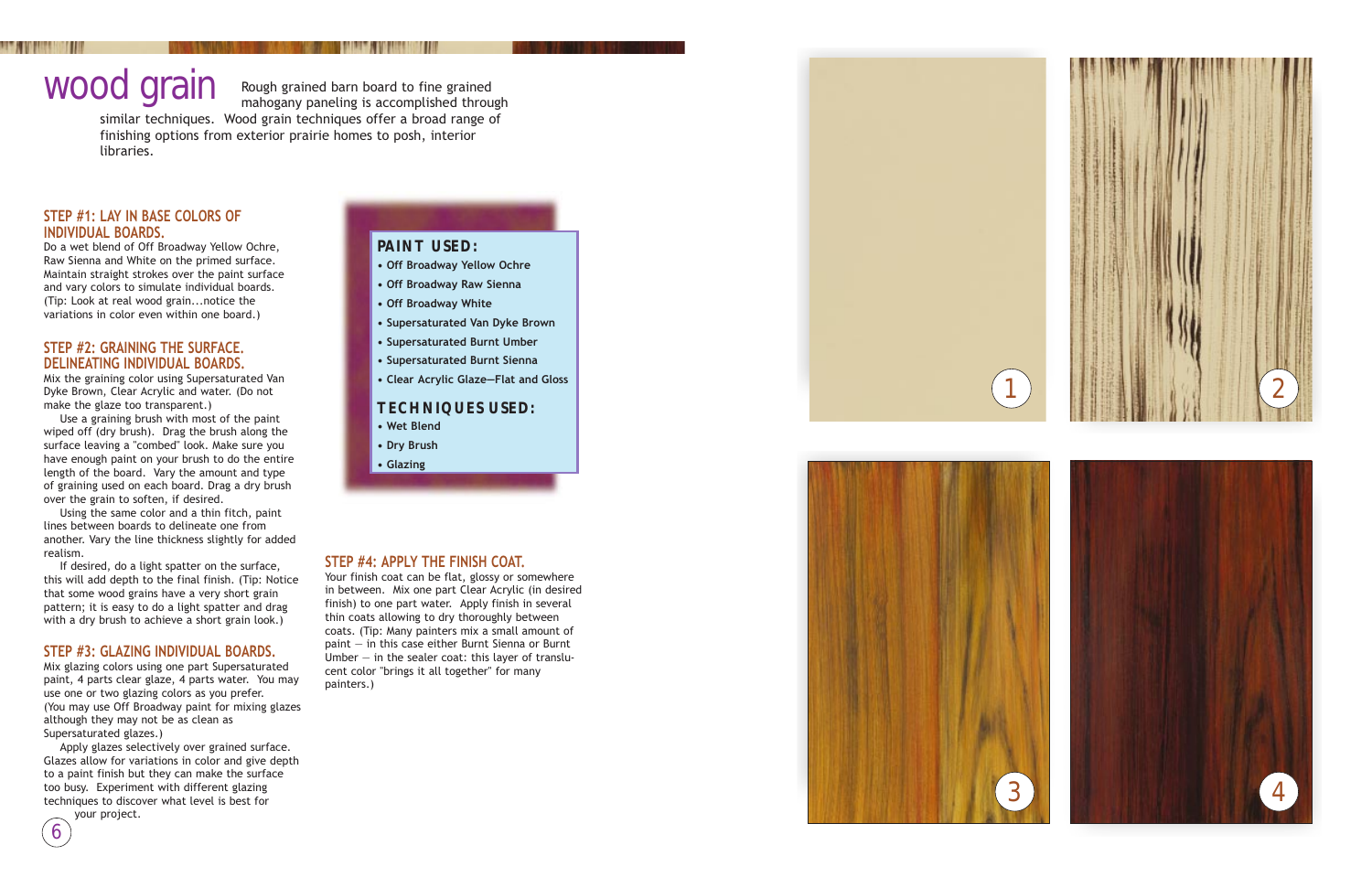# wood grain

Rough grained barn board to fine grained mahogany paneling is accomplished through similar techniques. Wood grain techniques offer a broad range of finishing options from exterior prairie homes to posh, interior libraries.

### STEP #1: LAY IN BASE COLORS OF INDIVIDUAL BOARDS.

Do a wet blend of Off Broadway Yellow Ochre, Raw Sienna and White on the primed surface. Maintain straight strokes over the paint surface and vary colors to simulate individual boards. (Tip: Look at real wood grain...notice the variations in color even within one board.)

### STEP #2: GRAINING THE SURFACE. DELINEATING INDIVIDUAL BOARDS.

Mix the graining color using Supersaturated Van Dyke Brown, Clear Acrylic and water. (Do not make the glaze too transparent.)

Use a graining brush with most of the paint wiped off (dry brush). Drag the brush along the surface leaving a "combed" look. Make sure you have enough paint on your brush to do the entire length of the board. Vary the amount and type of graining used on each board. Drag a dry brush over the grain to soften, if desired.

Using the same color and a thin fitch, paint lines between boards to delineate one from another. Vary the line thickness slightly for added realism.

If desired, do a light spatter on the surface, this will add depth to the final finish. (Tip: Notice that some wood grains have a very short grain pattern; it is easy to do a light spatter and drag with a dry brush to achieve a short grain look.)

### STEP #3: GLAZING INDIVIDUAL BOARDS.

Mix glazing colors using one part Supersaturated paint, 4 parts clear glaze, 4 parts water. You may use one or two glazing colors as you prefer. (You may use Off Broadway paint for mixing glazes although they may not be as clean as Supersaturated glazes.)

Apply glazes selectively over grained surface. Glazes allow for variations in color and give depth to a paint finish but they can make the surface too busy. Experiment with different glazing techniques to discover what level is best for your project.

**PAINT USED:**

- Off Broadway Yellow Ochre
- Off Broadway Raw Sienna
- Off Broadway White
- Supersaturated Van Dyke Brown
- Supersaturated Burnt Umber
- Supersaturated Burnt Sienna
- Clear Acrylic Glaze—Flat and Gloss

**TECHNIQUES USED:**

- Wet Blend
- Dry Brush
- Glazing

### STEP #4: APPLY THE FINISH COAT.

Your finish coat can be flat, glossy or somewhere in between. Mix one part Clear Acrylic (in desired finish) to one part water. Apply finish in several thin coats allowing to dry thoroughly between coats. (Tip: Many painters mix a small amount of paint — in this case either Burnt Sienna or Burnt Umber — in the sealer coat: this layer of translucent color "brings it all together" for many painters.)

1

2

3

4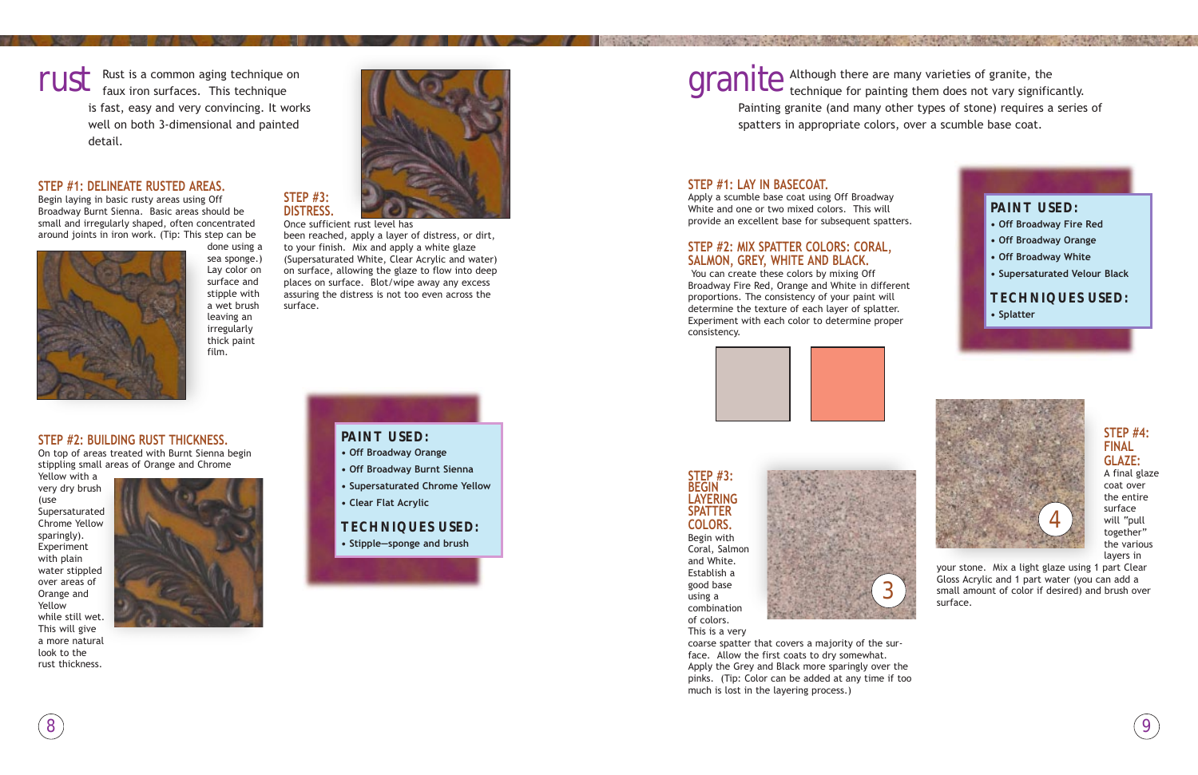# rust

Rust is a common aging technique on faux iron surfaces. This technique is fast, easy and very convincing. It works well on both 3-dimensional and painted detail.

## STEP #1: DELINEATE RUSTED AREAS.

Begin laying in basic rusty areas using Off Broadway Burnt Sienna. Basic areas should be small and irregularly shaped, often concentrated around joints in iron work. (Tip: This step can be done using a sea sponge.) Lay color on surface and stipple with a wet brush leaving an irregularly thick paint film.

## STEP #2: BUILDING RUST THICKNESS.

On top of areas treated with Burnt Sienna begin stippling small areas of Orange and Chrome Yellow with a very dry brush (use Supersaturated Chrome Yellow sparingly). Experiment with plain water stippled over areas of Orange and Yellow while still wet. This will give a more natural look to the rust thickness.

## STEP #3: DISTRESS.

Once sufficient rust level has been reached, apply a layer of distress, or dirt, to your finish. Mix and apply a white glaze (Supersaturated White, Clear Acrylic and water) on surface, allowing the glaze to flow into deep places on surface. Blot/wipe away any excess assuring the distress is not too even across the surface.

**PAINT USED:**

- Off Broadway Orange
- Off Broadway Burnt Sienna
- Supersaturated Chrome Yellow
- Clear Flat Acrylic

**TECHNIQUES USED:**

- Stipple—sponge and brush

# granite

Although there are many varieties of granite, the technique for painting them does not vary significantly. Painting granite (and many other types of stone) requires a series of spatters in appropriate colors, over a scumble base coat.

## STEP #1: LAY IN BASECOAT.

Apply a scumble base coat using Off Broadway White and one or two mixed colors. This will provide an excellent base for subsequent spatters.

## STEP #2: MIX SPATTER COLORS: CORAL, SALMON, GREY, WHITE AND BLACK.

You can create these colors by mixing Off Broadway Fire Red, Orange and White in different proportions. The consistency of your paint will determine the texture of each layer of splatter. Experiment with each color to determine proper consistency.

**PAINT USED:**

- Off Broadway Fire Red
- Off Broadway Orange
- Off Broadway White
- Supersaturated Velour Black

**TECHNIQUES USED:**

- Splatter

## STEP #3: BEGIN LAYERING SPATTER COLORS.

Begin with Coral, Salmon and White. Establish a good base using a combination of colors. This is a very coarse spatter that covers a majority of the surface. Allow the first coats to dry somewhat. Apply the Grey and Black more sparingly over the pinks. (Tip: Color can be added at any time if too much is lost in the layering process.)

## STEP #4: FINAL GLAZE:

A final glaze coat over the entire surface will "pull together" the various layers in your stone. Mix a light glaze using 1 part Clear Gloss Acrylic and 1 part water (you can add a small amount of color if desired) and brush over surface.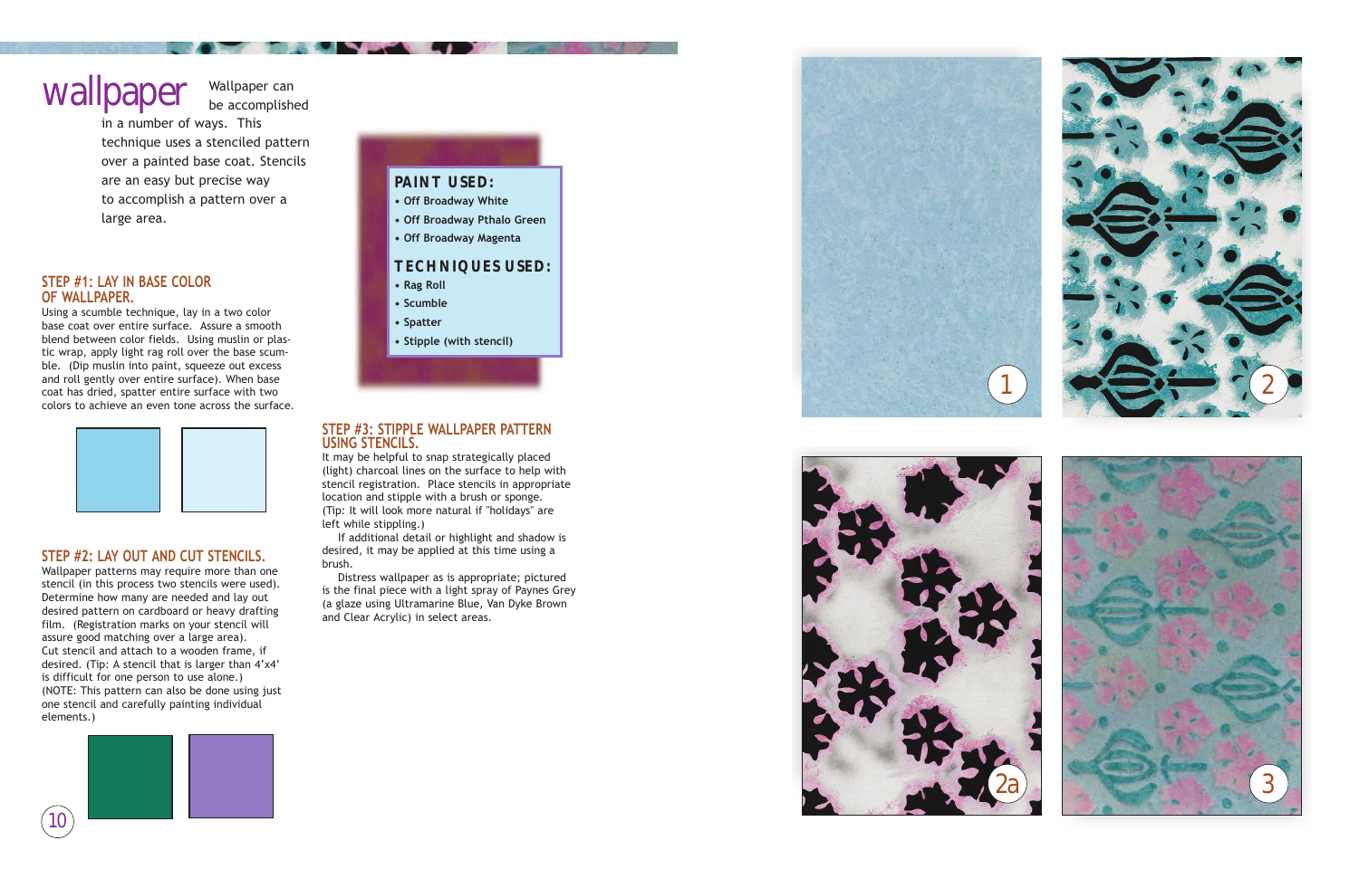# wallpaper

Wallpaper can be accomplished in a number of ways. This technique uses a stenciled pattern over a painted base coat. Stencils are an easy but precise way to accomplish a pattern over a large area.

**PAINT USED:**

- Off Broadway White
- Off Broadway Pthalo Green
- Off Broadway Magenta

**TECHNIQUES USED:**

- Rag Roll
- Scumble
- Spatter
- Stipple (with stencil)

## STEP #1: LAY IN BASE COLOR OF WALLPAPER.

Using a scumble technique, lay in a two color base coat over entire surface. Assure a smooth blend between color fields. Using muslin or plastic wrap, apply light rag roll over the base scumble. (Dip muslin into paint, squeeze out excess and roll gently over entire surface). When base coat has dried, spatter entire surface with two colors to achieve an even tone across the surface.

## STEP #2: LAY OUT AND CUT STENCILS.

Wallpaper patterns may require more than one stencil (in this process two stencils were used). Determine how many are needed and lay out desired pattern on cardboard or heavy drafting film. (Registration marks on your stencil will assure good matching over a large area). Cut stencil and attach to a wooden frame, if desired. (Tip: A stencil that is larger than 4'x4' is difficult for one person to use alone.) (NOTE: This pattern can also be done using just one stencil and carefully painting individual elements.)

## STEP #3: STIPPLE WALLPAPER PATTERN USING STENCILS.

It may be helpful to snap strategically placed (light) charcoal lines on the surface to help with stencil registration. Place stencils in appropriate location and stipple with a brush or sponge. (Tip: It will look more natural if "holidays" are left while stippling.)

If additional detail or highlight and shadow is desired, it may be applied at this time using a brush.

Distress wallpaper as is appropriate; pictured is the final piece with a light spray of Paynes Grey (a glaze using Ultramarine Blue, Van Dyke Brown and Clear Acrylic) in select areas.

1

2

2a

3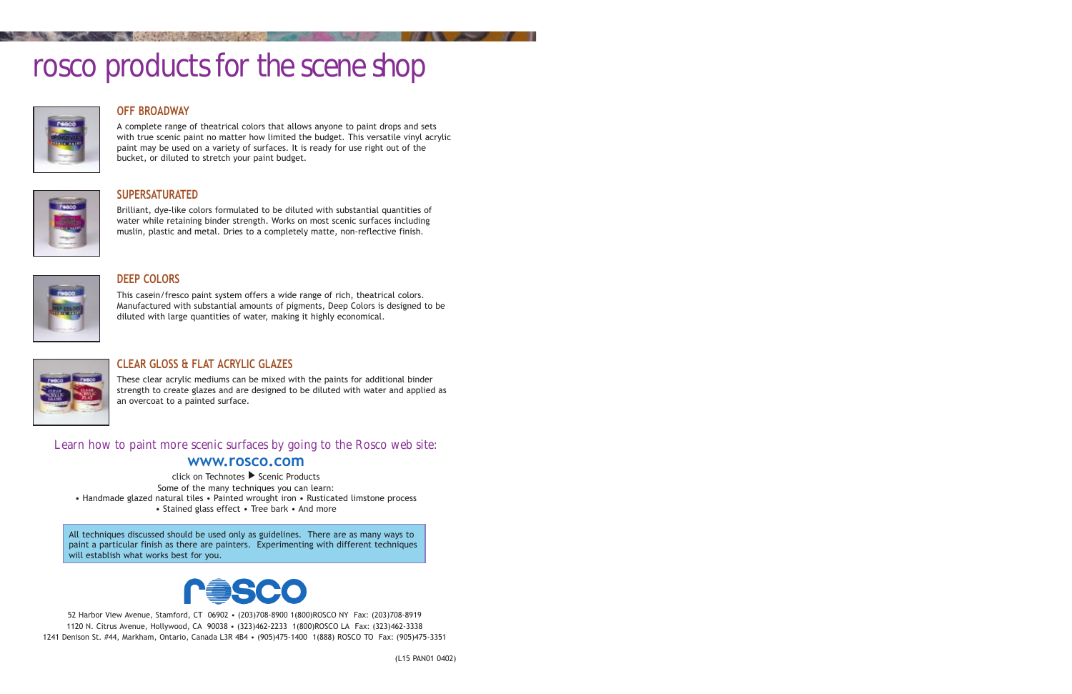# rosco products for the scene shop

## OFF BROADWAY

A complete range of theatrical colors that allows anyone to paint drops and sets with true scenic paint no matter how limited the budget. This versatile vinyl acrylic paint may be used on a variety of surfaces. It is ready for use right out of the bucket, or diluted to stretch your paint budget.

## SUPERSATURATED

Brilliant, dye-like colors formulated to be diluted with substantial quantities of water while retaining binder strength. Works on most scenic surfaces including muslin, plastic and metal. Dries to a completely matte, non-reflective finish.

## DEEP COLORS

This casein/fresco paint system offers a wide range of rich, theatrical colors. Manufactured with substantial amounts of pigments, Deep Colors is designed to be diluted with large quantities of water, making it highly economical.

## CLEAR GLOSS & FLAT ACRYLIC GLAZES

These clear acrylic mediums can be mixed with the paints for additional binder strength to create glazes and are designed to be diluted with water and applied as an overcoat to a painted surface.

*Learn how to paint more scenic surfaces by going to the Rosco web site:*

**www.rosco.com**

click on Technotes ▶ Scenic Products

Some of the many techniques you can learn:

• Handmade glazed natural tiles • Painted wrought iron • Rusticated limstone process
• Stained glass effect • Tree bark • And more

All techniques discussed should be used only as guidelines. There are as many ways to paint a particular finish as there are painters. Experimenting with different techniques will establish what works best for you.

rosco

52 Harbor View Avenue, Stamford, CT 06902 • (203)708-8900 1(800)ROSCO NY Fax: (203)708-8919
1120 N. Citrus Avenue, Hollywood, CA 90038 • (323)462-2233 1(800)ROSCO LA Fax: (323)462-3338
1241 Denison St. #44, Markham, Ontario, Canada L3R 4B4 • (905)475-1400 1(888) ROSCO TO Fax: (905)475-3351

(L15 PAN01 0402)